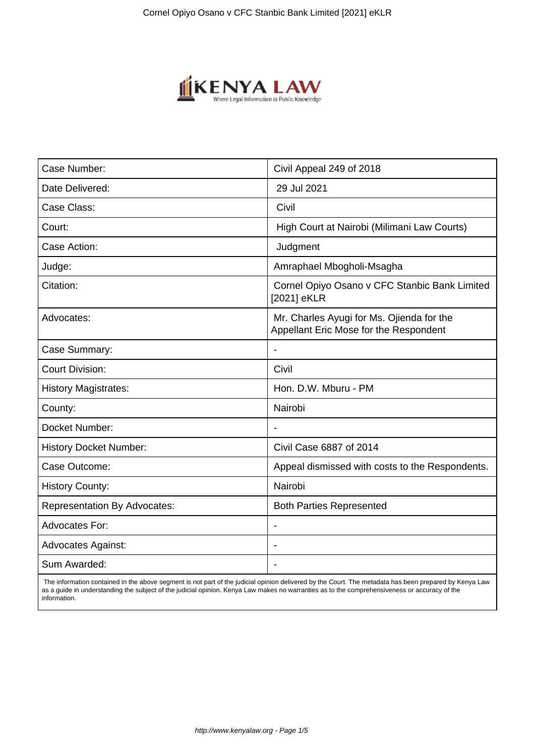| Case Number: | Civil Appeal 249 of 2018 |
|---|---|
| Date Delivered: | 29 Jul 2021 |
| Case Class: | Civil |
| Court: | High Court at Nairobi (Milimani Law Courts) |
| Case Action: | Judgment |
| Judge: | Amraphael Mbogholi-Msagha |
| Citation: | Cornel Opiyo Osano v CFC Stanbic Bank Limited [2021] eKLR |
| Advocates: | Mr. Charles Ayugi for Ms. Ojienda for the Appellant Eric Mose for the Respondent |
| Case Summary: | - |
| Court Division: | Civil |
| History Magistrates: | Hon. D.W. Mburu - PM |
| County: | Nairobi |
| Docket Number: | - |
| History Docket Number: | Civil Case 6887 of 2014 |
| Case Outcome: | Appeal dismissed with costs to the Respondents. |
| History County: | Nairobi |
| Representation By Advocates: | Both Parties Represented |
| Advocates For: | - |
| Advocates Against: | - |
| Sum Awarded: | - |

The information contained in the above segment is not part of the judicial opinion delivered by the Court. The metadata has been prepared by Kenya Law as a guide in understanding the subject of the judicial opinion. Kenya Law makes no warranties as to the comprehensiveness or accuracy of the information.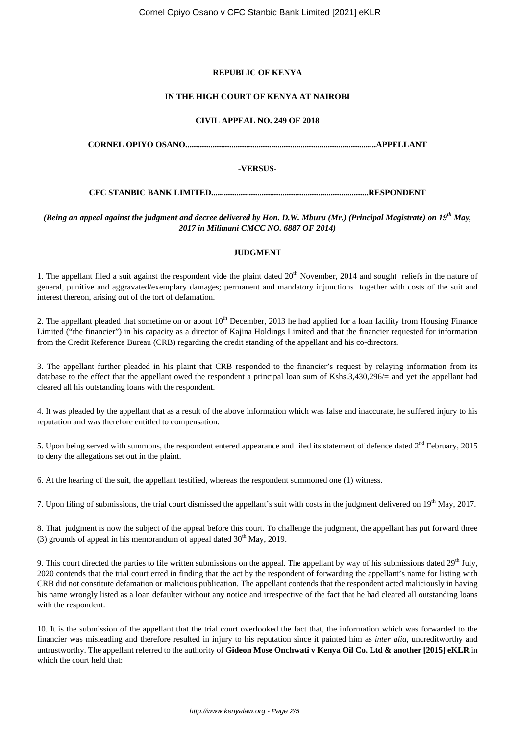**REPUBLIC OF KENYA**

**IN THE HIGH COURT OF KENYA AT NAIROBI**

**CIVIL APPEAL NO. 249 OF 2018**

**CORNEL OPIYO OSANO..........................................................................................APPELLANT**

**-VERSUS-**

**CFC STANBIC BANK LIMITED..........................................................................RESPONDENT**

***(Being an appeal against the judgment and decree delivered by Hon. D.W. Mburu (Mr.) (Principal Magistrate) on 19th May, 2017 in Milimani CMCC NO. 6887 OF 2014)***

**JUDGMENT**

1. The appellant filed a suit against the respondent vide the plaint dated 20th November, 2014 and sought reliefs in the nature of general, punitive and aggravated/exemplary damages; permanent and mandatory injunctions together with costs of the suit and interest thereon, arising out of the tort of defamation.

2. The appellant pleaded that sometime on or about 10th December, 2013 he had applied for a loan facility from Housing Finance Limited ("the financier") in his capacity as a director of Kajina Holdings Limited and that the financier requested for information from the Credit Reference Bureau (CRB) regarding the credit standing of the appellant and his co-directors.

3. The appellant further pleaded in his plaint that CRB responded to the financier's request by relaying information from its database to the effect that the appellant owed the respondent a principal loan sum of Kshs.3,430,296/= and yet the appellant had cleared all his outstanding loans with the respondent.

4. It was pleaded by the appellant that as a result of the above information which was false and inaccurate, he suffered injury to his reputation and was therefore entitled to compensation.

5. Upon being served with summons, the respondent entered appearance and filed its statement of defence dated 2nd February, 2015 to deny the allegations set out in the plaint.

6. At the hearing of the suit, the appellant testified, whereas the respondent summoned one (1) witness.

7. Upon filing of submissions, the trial court dismissed the appellant's suit with costs in the judgment delivered on 19th May, 2017.

8. That judgment is now the subject of the appeal before this court. To challenge the judgment, the appellant has put forward three (3) grounds of appeal in his memorandum of appeal dated 30th May, 2019.

9. This court directed the parties to file written submissions on the appeal. The appellant by way of his submissions dated 29th July, 2020 contends that the trial court erred in finding that the act by the respondent of forwarding the appellant's name for listing with CRB did not constitute defamation or malicious publication. The appellant contends that the respondent acted maliciously in having his name wrongly listed as a loan defaulter without any notice and irrespective of the fact that he had cleared all outstanding loans with the respondent.

10. It is the submission of the appellant that the trial court overlooked the fact that, the information which was forwarded to the financier was misleading and therefore resulted in injury to his reputation since it painted him as *inter alia*, uncreditworthy and untrustworthy. The appellant referred to the authority of **Gideon Mose Onchwati v Kenya Oil Co. Ltd & another [2015] eKLR** in which the court held that: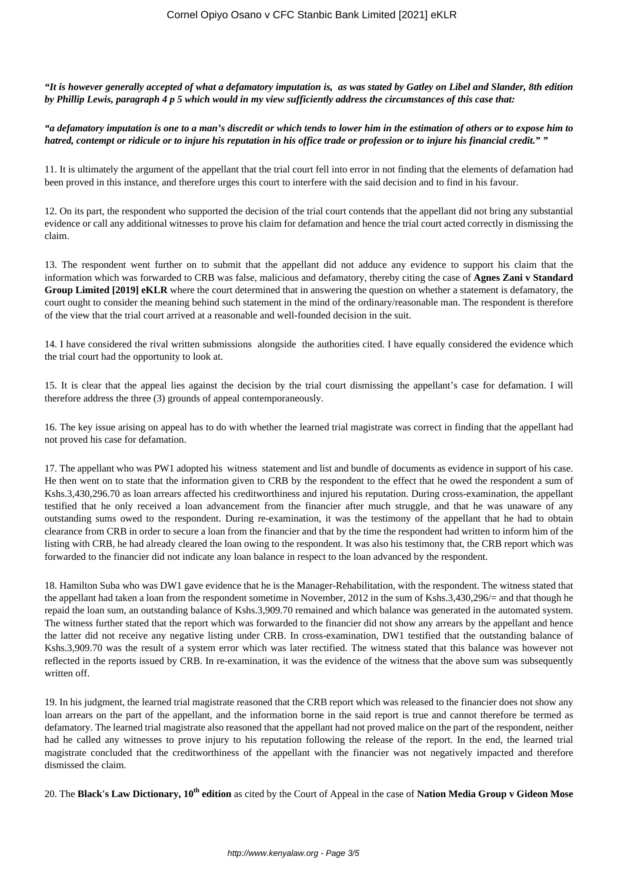***"It is however generally accepted of what a defamatory imputation is, as was stated by Gatley on Libel and Slander, 8th edition by Phillip Lewis, paragraph 4 p 5 which would in my view sufficiently address the circumstances of this case that:***

***"a defamatory imputation is one to a man's discredit or which tends to lower him in the estimation of others or to expose him to hatred, contempt or ridicule or to injure his reputation in his office trade or profession or to injure his financial credit." "***

11. It is ultimately the argument of the appellant that the trial court fell into error in not finding that the elements of defamation had been proved in this instance, and therefore urges this court to interfere with the said decision and to find in his favour.

12. On its part, the respondent who supported the decision of the trial court contends that the appellant did not bring any substantial evidence or call any additional witnesses to prove his claim for defamation and hence the trial court acted correctly in dismissing the claim.

13. The respondent went further on to submit that the appellant did not adduce any evidence to support his claim that the information which was forwarded to CRB was false, malicious and defamatory, thereby citing the case of **Agnes Zani v Standard Group Limited [2019] eKLR** where the court determined that in answering the question on whether a statement is defamatory, the court ought to consider the meaning behind such statement in the mind of the ordinary/reasonable man. The respondent is therefore of the view that the trial court arrived at a reasonable and well-founded decision in the suit.

14. I have considered the rival written submissions alongside the authorities cited. I have equally considered the evidence which the trial court had the opportunity to look at.

15. It is clear that the appeal lies against the decision by the trial court dismissing the appellant's case for defamation. I will therefore address the three (3) grounds of appeal contemporaneously.

16. The key issue arising on appeal has to do with whether the learned trial magistrate was correct in finding that the appellant had not proved his case for defamation.

17. The appellant who was PW1 adopted his witness statement and list and bundle of documents as evidence in support of his case. He then went on to state that the information given to CRB by the respondent to the effect that he owed the respondent a sum of Kshs.3,430,296.70 as loan arrears affected his creditworthiness and injured his reputation. During cross-examination, the appellant testified that he only received a loan advancement from the financier after much struggle, and that he was unaware of any outstanding sums owed to the respondent. During re-examination, it was the testimony of the appellant that he had to obtain clearance from CRB in order to secure a loan from the financier and that by the time the respondent had written to inform him of the listing with CRB, he had already cleared the loan owing to the respondent. It was also his testimony that, the CRB report which was forwarded to the financier did not indicate any loan balance in respect to the loan advanced by the respondent.

18. Hamilton Suba who was DW1 gave evidence that he is the Manager-Rehabilitation, with the respondent. The witness stated that the appellant had taken a loan from the respondent sometime in November, 2012 in the sum of Kshs.3,430,296/= and that though he repaid the loan sum, an outstanding balance of Kshs.3,909.70 remained and which balance was generated in the automated system. The witness further stated that the report which was forwarded to the financier did not show any arrears by the appellant and hence the latter did not receive any negative listing under CRB. In cross-examination, DW1 testified that the outstanding balance of Kshs.3,909.70 was the result of a system error which was later rectified. The witness stated that this balance was however not reflected in the reports issued by CRB. In re-examination, it was the evidence of the witness that the above sum was subsequently written off.

19. In his judgment, the learned trial magistrate reasoned that the CRB report which was released to the financier does not show any loan arrears on the part of the appellant, and the information borne in the said report is true and cannot therefore be termed as defamatory. The learned trial magistrate also reasoned that the appellant had not proved malice on the part of the respondent, neither had he called any witnesses to prove injury to his reputation following the release of the report. In the end, the learned trial magistrate concluded that the creditworthiness of the appellant with the financier was not negatively impacted and therefore dismissed the claim.

20. The **Black's Law Dictionary, 10th edition** as cited by the Court of Appeal in the case of **Nation Media Group v Gideon Mose**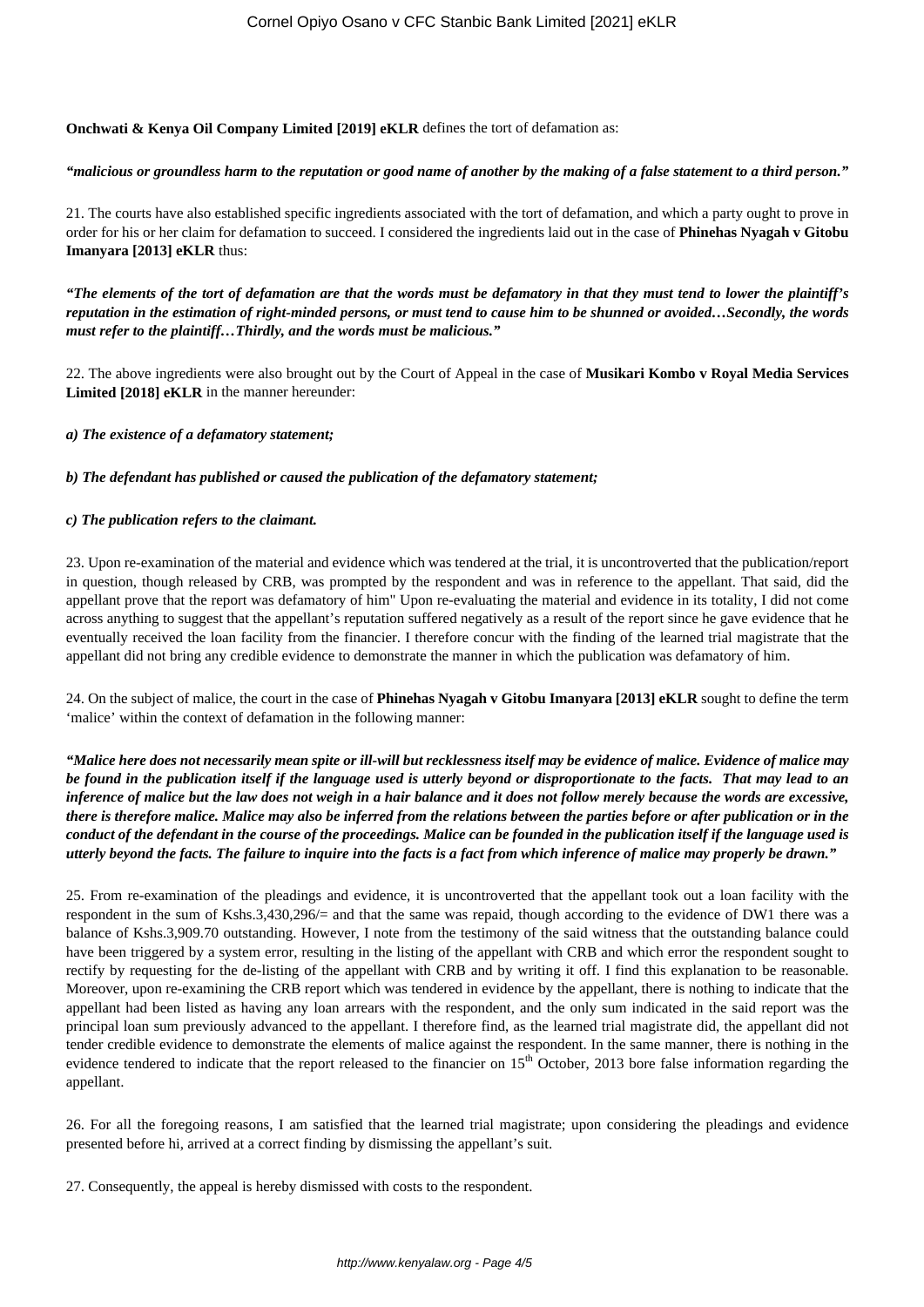**Onchwati & Kenya Oil Company Limited [2019] eKLR** defines the tort of defamation as:

***"malicious or groundless harm to the reputation or good name of another by the making of a false statement to a third person."***

21. The courts have also established specific ingredients associated with the tort of defamation, and which a party ought to prove in order for his or her claim for defamation to succeed. I considered the ingredients laid out in the case of **Phinehas Nyagah v Gitobu Imanyara [2013] eKLR** thus:

***"The elements of the tort of defamation are that the words must be defamatory in that they must tend to lower the plaintiff's reputation in the estimation of right-minded persons, or must tend to cause him to be shunned or avoided…Secondly, the words must refer to the plaintiff…Thirdly, and the words must be malicious."***

22. The above ingredients were also brought out by the Court of Appeal in the case of **Musikari Kombo v Royal Media Services Limited [2018] eKLR** in the manner hereunder:

***a) The existence of a defamatory statement;***

***b) The defendant has published or caused the publication of the defamatory statement;***

***c) The publication refers to the claimant.***

23. Upon re-examination of the material and evidence which was tendered at the trial, it is uncontroverted that the publication/report in question, though released by CRB, was prompted by the respondent and was in reference to the appellant. That said, did the appellant prove that the report was defamatory of him" Upon re-evaluating the material and evidence in its totality, I did not come across anything to suggest that the appellant's reputation suffered negatively as a result of the report since he gave evidence that he eventually received the loan facility from the financier. I therefore concur with the finding of the learned trial magistrate that the appellant did not bring any credible evidence to demonstrate the manner in which the publication was defamatory of him.

24. On the subject of malice, the court in the case of **Phinehas Nyagah v Gitobu Imanyara [2013] eKLR** sought to define the term 'malice' within the context of defamation in the following manner:

***"Malice here does not necessarily mean spite or ill-will but recklessness itself may be evidence of malice. Evidence of malice may be found in the publication itself if the language used is utterly beyond or disproportionate to the facts. That may lead to an inference of malice but the law does not weigh in a hair balance and it does not follow merely because the words are excessive, there is therefore malice. Malice may also be inferred from the relations between the parties before or after publication or in the conduct of the defendant in the course of the proceedings. Malice can be founded in the publication itself if the language used is utterly beyond the facts. The failure to inquire into the facts is a fact from which inference of malice may properly be drawn."***

25. From re-examination of the pleadings and evidence, it is uncontroverted that the appellant took out a loan facility with the respondent in the sum of Kshs.3,430,296/= and that the same was repaid, though according to the evidence of DW1 there was a balance of Kshs.3,909.70 outstanding. However, I note from the testimony of the said witness that the outstanding balance could have been triggered by a system error, resulting in the listing of the appellant with CRB and which error the respondent sought to rectify by requesting for the de-listing of the appellant with CRB and by writing it off. I find this explanation to be reasonable. Moreover, upon re-examining the CRB report which was tendered in evidence by the appellant, there is nothing to indicate that the appellant had been listed as having any loan arrears with the respondent, and the only sum indicated in the said report was the principal loan sum previously advanced to the appellant. I therefore find, as the learned trial magistrate did, the appellant did not tender credible evidence to demonstrate the elements of malice against the respondent. In the same manner, there is nothing in the evidence tendered to indicate that the report released to the financier on 15th October, 2013 bore false information regarding the appellant.

26. For all the foregoing reasons, I am satisfied that the learned trial magistrate; upon considering the pleadings and evidence presented before hi, arrived at a correct finding by dismissing the appellant's suit.

27. Consequently, the appeal is hereby dismissed with costs to the respondent.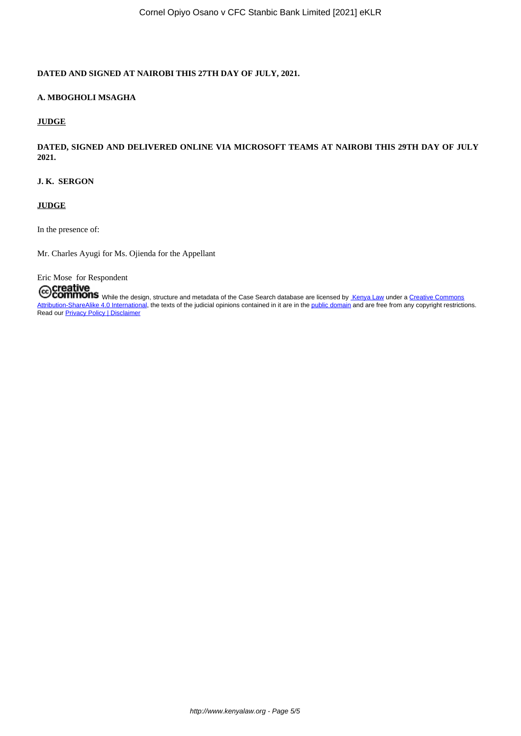**DATED AND SIGNED AT NAIROBI THIS 27TH DAY OF JULY, 2021.**

**A. MBOGHOLI MSAGHA**

**<u>JUDGE</u>**

**DATED, SIGNED AND DELIVERED ONLINE VIA MICROSOFT TEAMS AT NAIROBI THIS 29TH DAY OF JULY 2021.**

**J. K. SERGON**

**<u>JUDGE</u>**

In the presence of:

Mr. Charles Ayugi for Ms. Ojienda for the Appellant

Eric Mose for Respondent

While the design, structure and metadata of the Case Search database are licensed by Kenya Law under a Creative Commons Attribution-ShareAlike 4.0 International, the texts of the judicial opinions contained in it are in the public domain and are free from any copyright restrictions. Read our Privacy Policy | Disclaimer